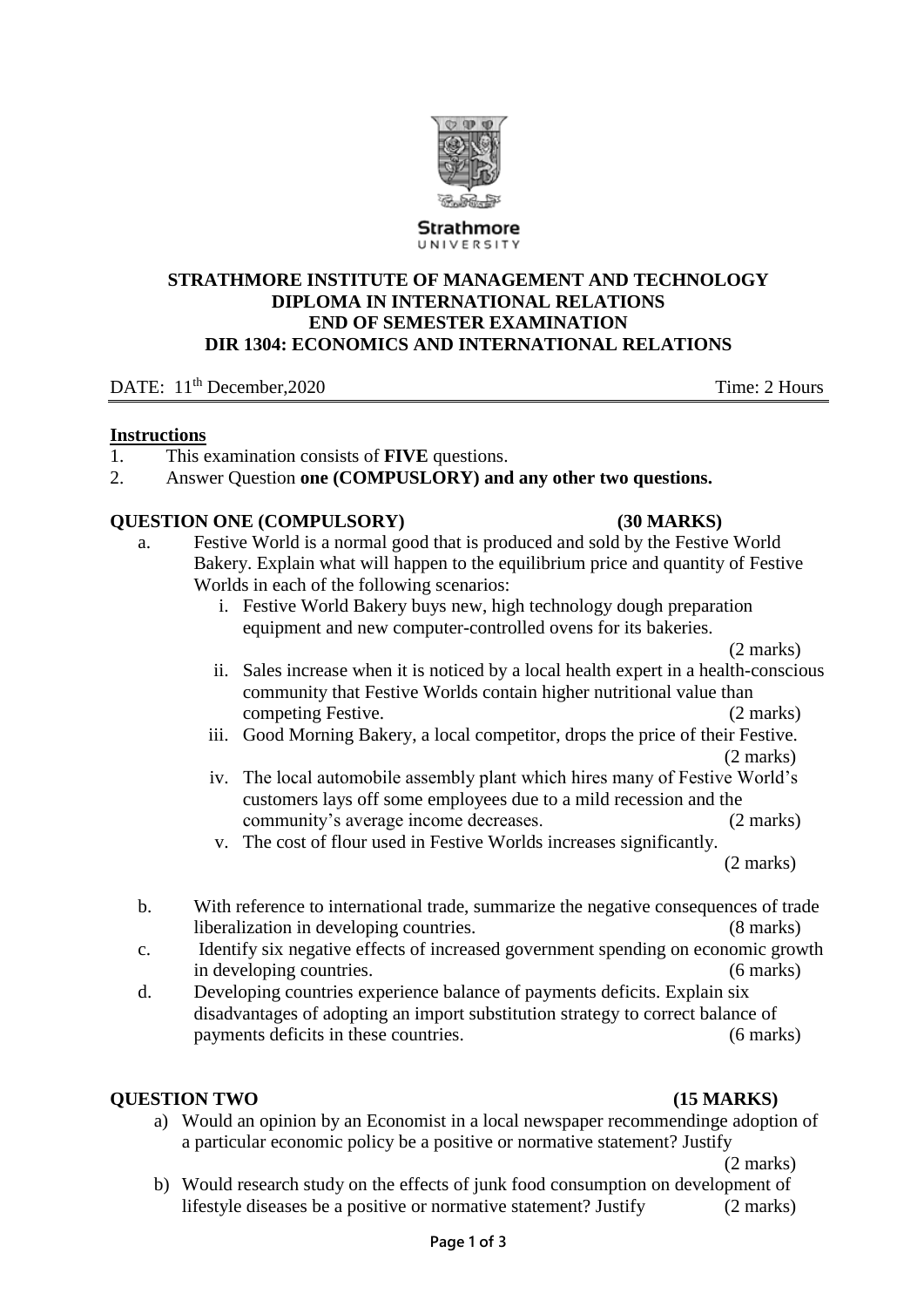Strathmore
UNIVERSITY

**STRATHMORE INSTITUTE OF MANAGEMENT AND TECHNOLOGY**
**DIPLOMA IN INTERNATIONAL RELATIONS**
**END OF SEMESTER EXAMINATION**
**DIR 1304: ECONOMICS AND INTERNATIONAL RELATIONS**

DATE: 11th December,2020 Time: 2 Hours

**Instructions**

1. This examination consists of **FIVE** questions.
2. Answer Question **one (COMPUSLORY) and any other two questions.**

**QUESTION ONE (COMPULSORY) (30 MARKS)**

a. Festive World is a normal good that is produced and sold by the Festive World Bakery. Explain what will happen to the equilibrium price and quantity of Festive Worlds in each of the following scenarios:

   i. Festive World Bakery buys new, high technology dough preparation equipment and new computer-controlled ovens for its bakeries. (2 marks)

   ii. Sales increase when it is noticed by a local health expert in a health-conscious community that Festive Worlds contain higher nutritional value than competing Festive. (2 marks)

   iii. Good Morning Bakery, a local competitor, drops the price of their Festive. (2 marks)

   iv. The local automobile assembly plant which hires many of Festive World's customers lays off some employees due to a mild recession and the community's average income decreases. (2 marks)

   v. The cost of flour used in Festive Worlds increases significantly. (2 marks)

b. With reference to international trade, summarize the negative consequences of trade liberalization in developing countries. (8 marks)

c. Identify six negative effects of increased government spending on economic growth in developing countries. (6 marks)

d. Developing countries experience balance of payments deficits. Explain six disadvantages of adopting an import substitution strategy to correct balance of payments deficits in these countries. (6 marks)

**QUESTION TWO (15 MARKS)**

a) Would an opinion by an Economist in a local newspaper recommendinge adoption of a particular economic policy be a positive or normative statement? Justify (2 marks)

b) Would research study on the effects of junk food consumption on development of lifestyle diseases be a positive or normative statement? Justify (2 marks)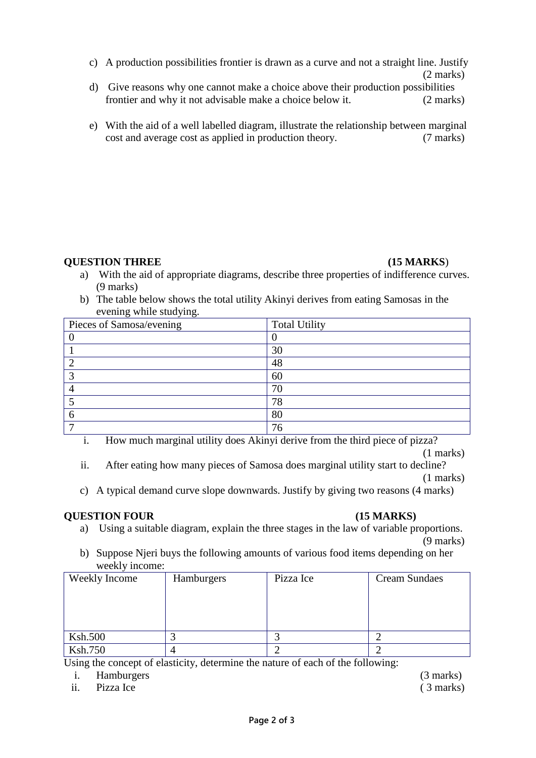c) A production possibilities frontier is drawn as a curve and not a straight line. Justify (2 marks)

d) Give reasons why one cannot make a choice above their production possibilities frontier and why it not advisable make a choice below it. (2 marks)

e) With the aid of a well labelled diagram, illustrate the relationship between marginal cost and average cost as applied in production theory. (7 marks)

**QUESTION THREE** **(15 MARKS)**

a) With the aid of appropriate diagrams, describe three properties of indifference curves. (9 marks)

b) The table below shows the total utility Akinyi derives from eating Samosas in the evening while studying.

| Pieces of Samosa/evening | Total Utility |
|---|---|
| 0 | 0 |
| 1 | 30 |
| 2 | 48 |
| 3 | 60 |
| 4 | 70 |
| 5 | 78 |
| 6 | 80 |
| 7 | 76 |

i. How much marginal utility does Akinyi derive from the third piece of pizza? (1 marks)

ii. After eating how many pieces of Samosa does marginal utility start to decline? (1 marks)

c) A typical demand curve slope downwards. Justify by giving two reasons (4 marks)

**QUESTION FOUR** **(15 MARKS)**

a) Using a suitable diagram, explain the three stages in the law of variable proportions. (9 marks)

b) Suppose Njeri buys the following amounts of various food items depending on her weekly income:

| Weekly Income | Hamburgers | Pizza Ice | Cream Sundaes |
|---|---|---|---|
| Ksh.500 | 3 | 3 | 2 |
| Ksh.750 | 4 | 2 | 2 |

Using the concept of elasticity, determine the nature of each of the following:

i. Hamburgers (3 marks)

ii. Pizza Ice ( 3 marks)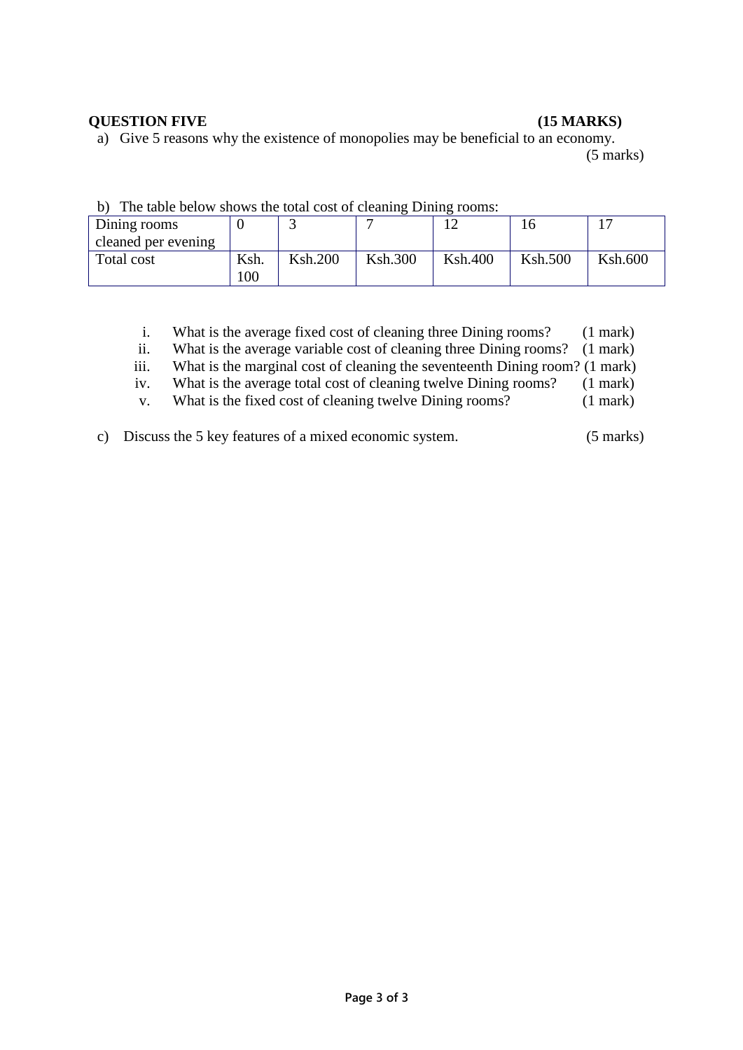**QUESTION FIVE (15 MARKS)**

a) Give 5 reasons why the existence of monopolies may be beneficial to an economy. (5 marks)

b) The table below shows the total cost of cleaning Dining rooms:

| Dining rooms cleaned per evening | 0 | 3 | 7 | 12 | 16 | 17 |
|---|---|---|---|---|---|---|
| Total cost | Ksh. 100 | Ksh.200 | Ksh.300 | Ksh.400 | Ksh.500 | Ksh.600 |

i. What is the average fixed cost of cleaning three Dining rooms? (1 mark)

ii. What is the average variable cost of cleaning three Dining rooms? (1 mark)

iii. What is the marginal cost of cleaning the seventeenth Dining room? (1 mark)

iv. What is the average total cost of cleaning twelve Dining rooms? (1 mark)

v. What is the fixed cost of cleaning twelve Dining rooms? (1 mark)

c) Discuss the 5 key features of a mixed economic system. (5 marks)